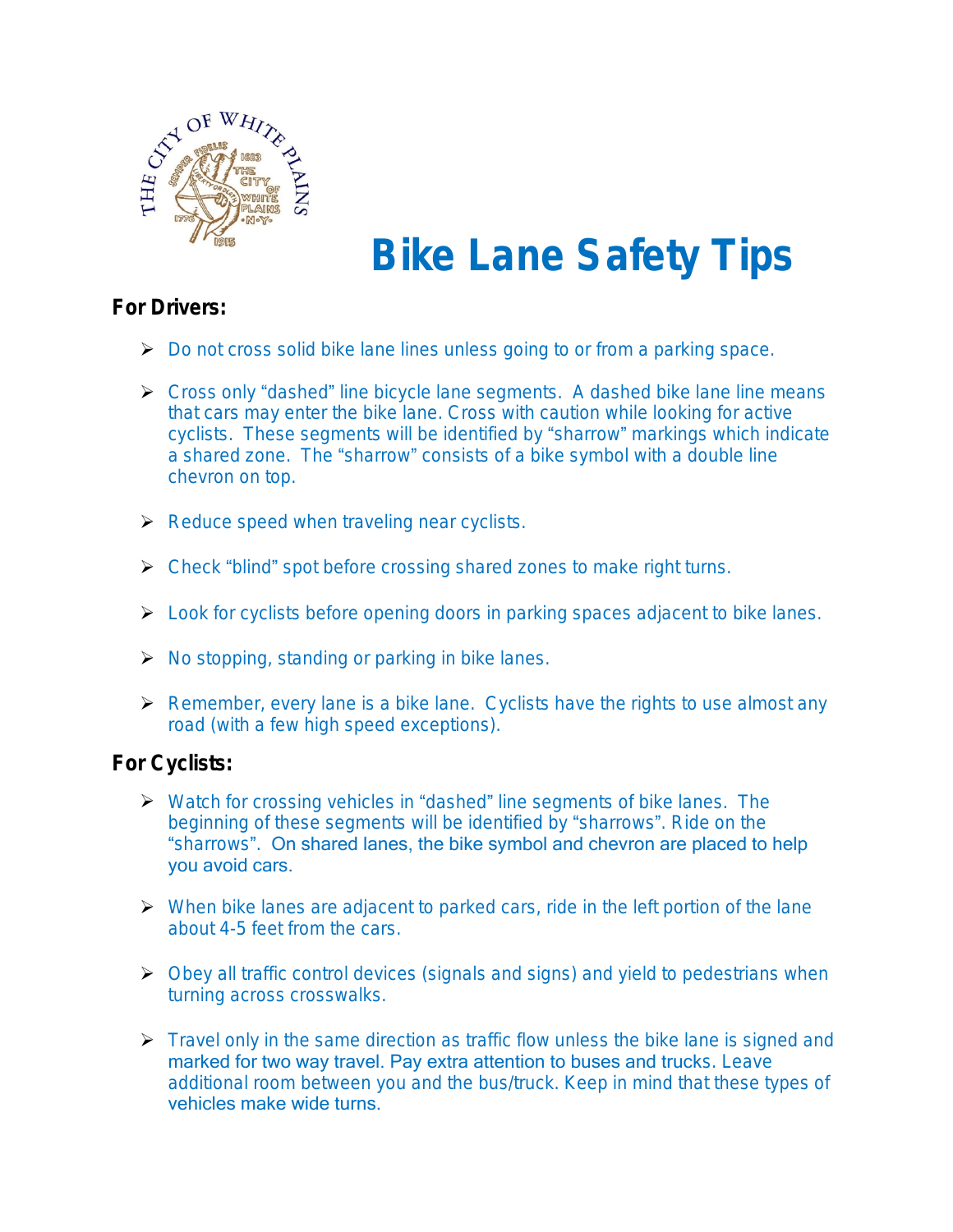# Bike Lane Safety Tips

**For Drivers:**

- Do not cross solid bike lane lines unless going to or from a parking space.
- Cross only “dashed” line bicycle lane segments. A dashed bike lane line means that cars may enter the bike lane. Cross with caution while looking for active cyclists. These segments will be identified by “sharrow” markings which indicate a shared zone. The “sharrow” consists of a bike symbol with a double line chevron on top.
- Reduce speed when traveling near cyclists.
- Check “blind” spot before crossing shared zones to make right turns.
- Look for cyclists before opening doors in parking spaces adjacent to bike lanes.
- No stopping, standing or parking in bike lanes.
- Remember, every lane is a bike lane. Cyclists have the rights to use almost any road (with a few high speed exceptions).

**For Cyclists:**

- Watch for crossing vehicles in “dashed” line segments of bike lanes. The beginning of these segments will be identified by “sharrows”. Ride on the “sharrows”. On shared lanes, the bike symbol and chevron are placed to help you avoid cars.
- When bike lanes are adjacent to parked cars, ride in the left portion of the lane about 4-5 feet from the cars.
- Obey all traffic control devices (signals and signs) and yield to pedestrians when turning across crosswalks.
- Travel only in the same direction as traffic flow unless the bike lane is signed and marked for two way travel. Pay extra attention to buses and trucks. Leave additional room between you and the bus/truck. Keep in mind that these types of vehicles make wide turns.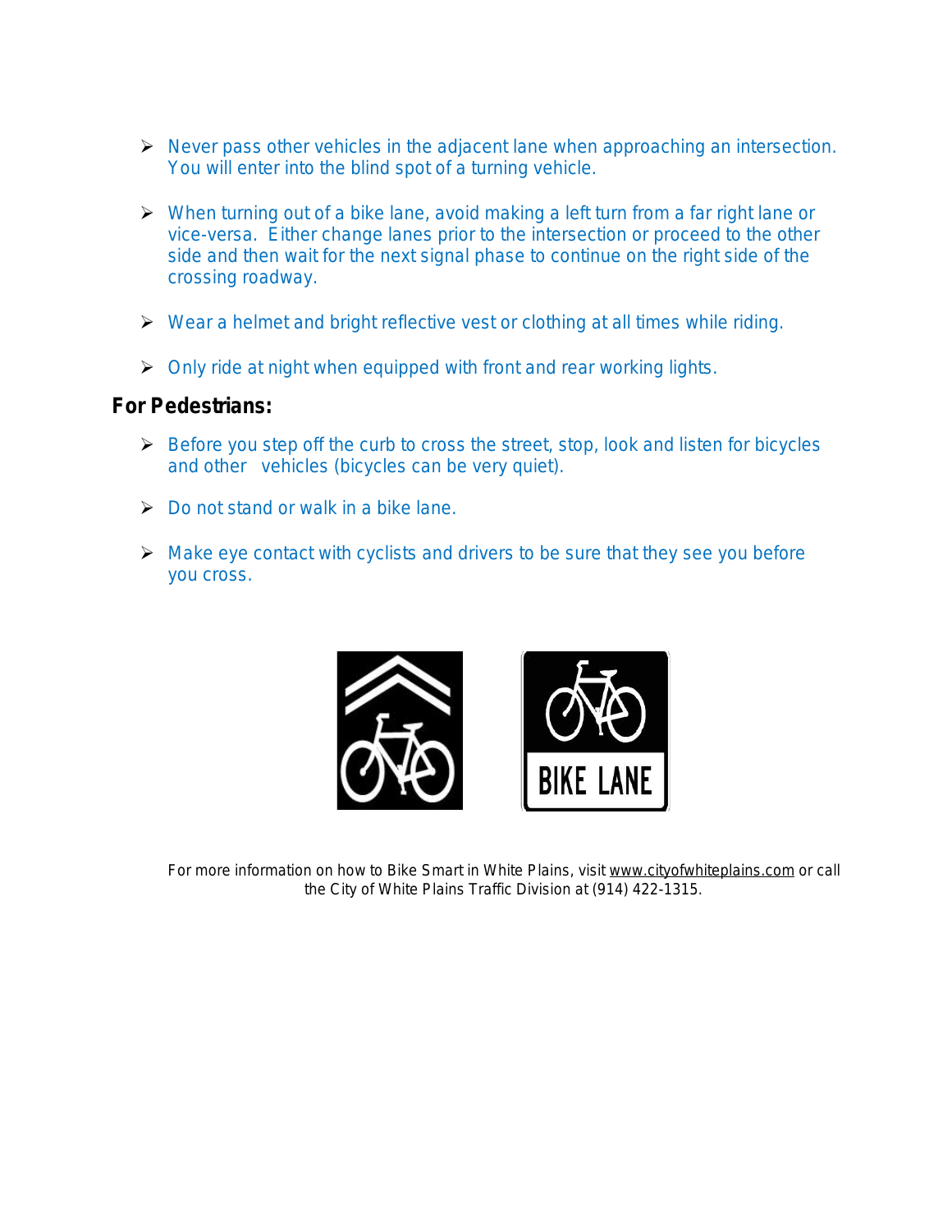- Never pass other vehicles in the adjacent lane when approaching an intersection. You will enter into the blind spot of a turning vehicle.

- When turning out of a bike lane, avoid making a left turn from a far right lane or vice-versa. Either change lanes prior to the intersection or proceed to the other side and then wait for the next signal phase to continue on the right side of the crossing roadway.

- Wear a helmet and bright reflective vest or clothing at all times while riding.

- Only ride at night when equipped with front and rear working lights.

### For Pedestrians:

- Before you step off the curb to cross the street, stop, look and listen for bicycles and other vehicles (bicycles can be very quiet).

- Do not stand or walk in a bike lane.

- Make eye contact with cyclists and drivers to be sure that they see you before you cross.

For more information on how to Bike Smart in White Plains, visit www.cityofwhiteplains.com or call the City of White Plains Traffic Division at (914) 422-1315.